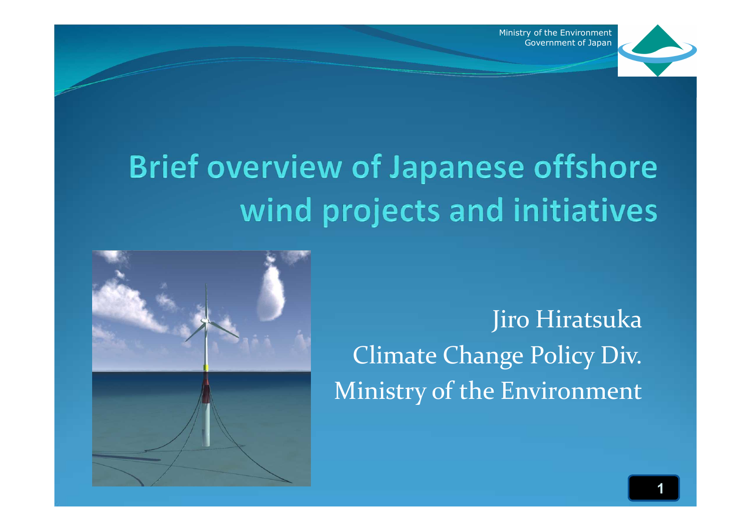Ministry of the Environment
Government of Japan

# Brief overview of Japanese offshore wind projects and initiatives

Jiro Hiratsuka
Climate Change Policy Div.
Ministry of the Environment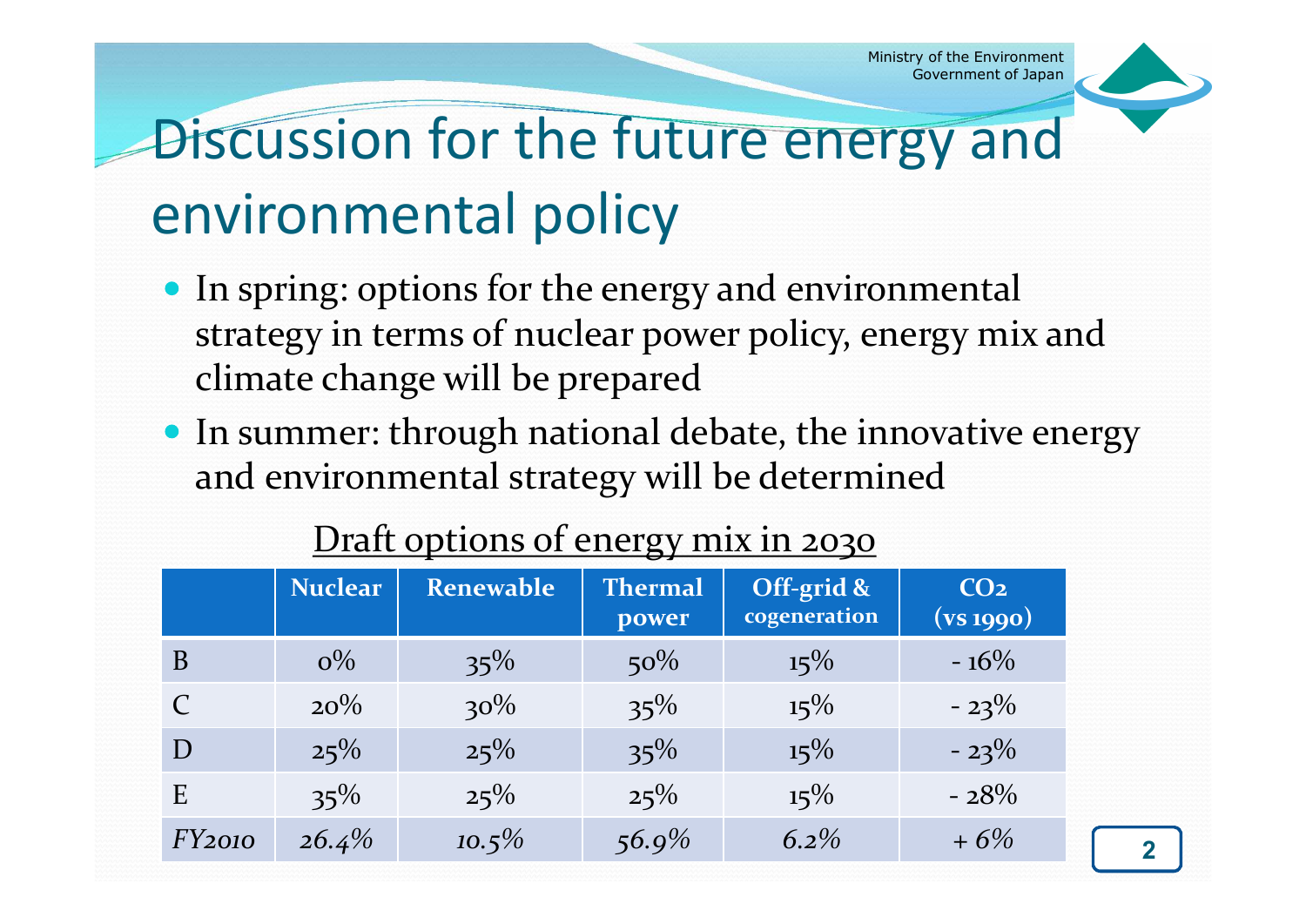# Discussion for the future energy and environmental policy

- In spring: options for the energy and environmental strategy in terms of nuclear power policy, energy mix and climate change will be prepared
- In summer: through national debate, the innovative energy and environmental strategy will be determined

Draft options of energy mix in 2030

| | Nuclear | Renewable | Thermal power | Off-grid & cogeneration | $CO_2$ (vs 1990) |
|---|---|---|---|---|---|
| B | 0% | 35% | 50% | 15% | - 16% |
| C | 20% | 30% | 35% | 15% | - 23% |
| D | 25% | 25% | 35% | 15% | - 23% |
| E | 35% | 25% | 25% | 15% | - 28% |
| *FY2010* | *26.4%* | *10.5%* | *56.9%* | *6.2%* | *+ 6%* |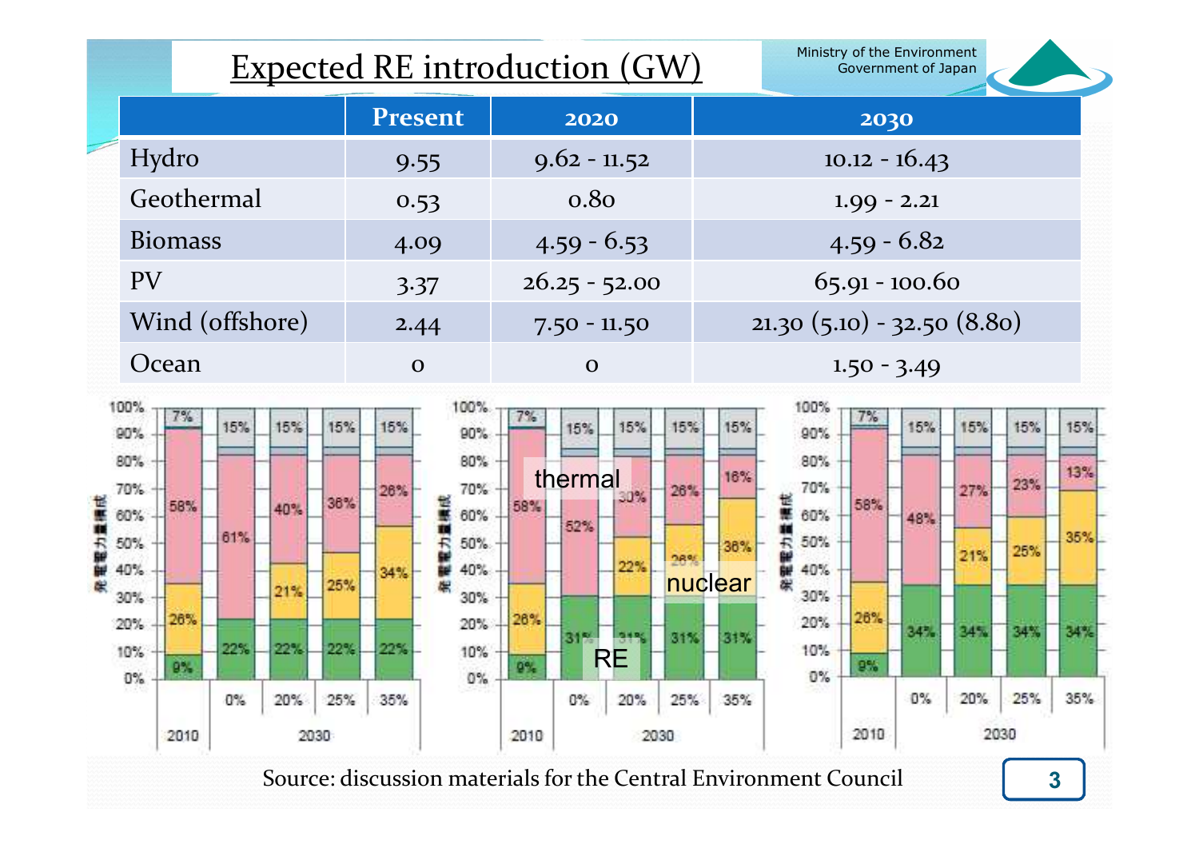# Expected RE introduction (GW)

| | Present | 2020 | 2030 |
|---|---|---|---|
| Hydro | 9.55 | 9.62 - 11.52 | 10.12 - 16.43 |
| Geothermal | 0.53 | 0.80 | 1.99 - 2.21 |
| Biomass | 4.09 | 4.59 - 6.53 | 4.59 - 6.82 |
| PV | 3.37 | 26.25 - 52.00 | 65.91 - 100.60 |
| Wind (offshore) | 2.44 | 7.50 - 11.50 | 21.30 (5.10) - 32.50 (8.80) |
| Ocean | 0 | 0 | 1.50 - 3.49 |

Source: discussion materials for the Central Environment Council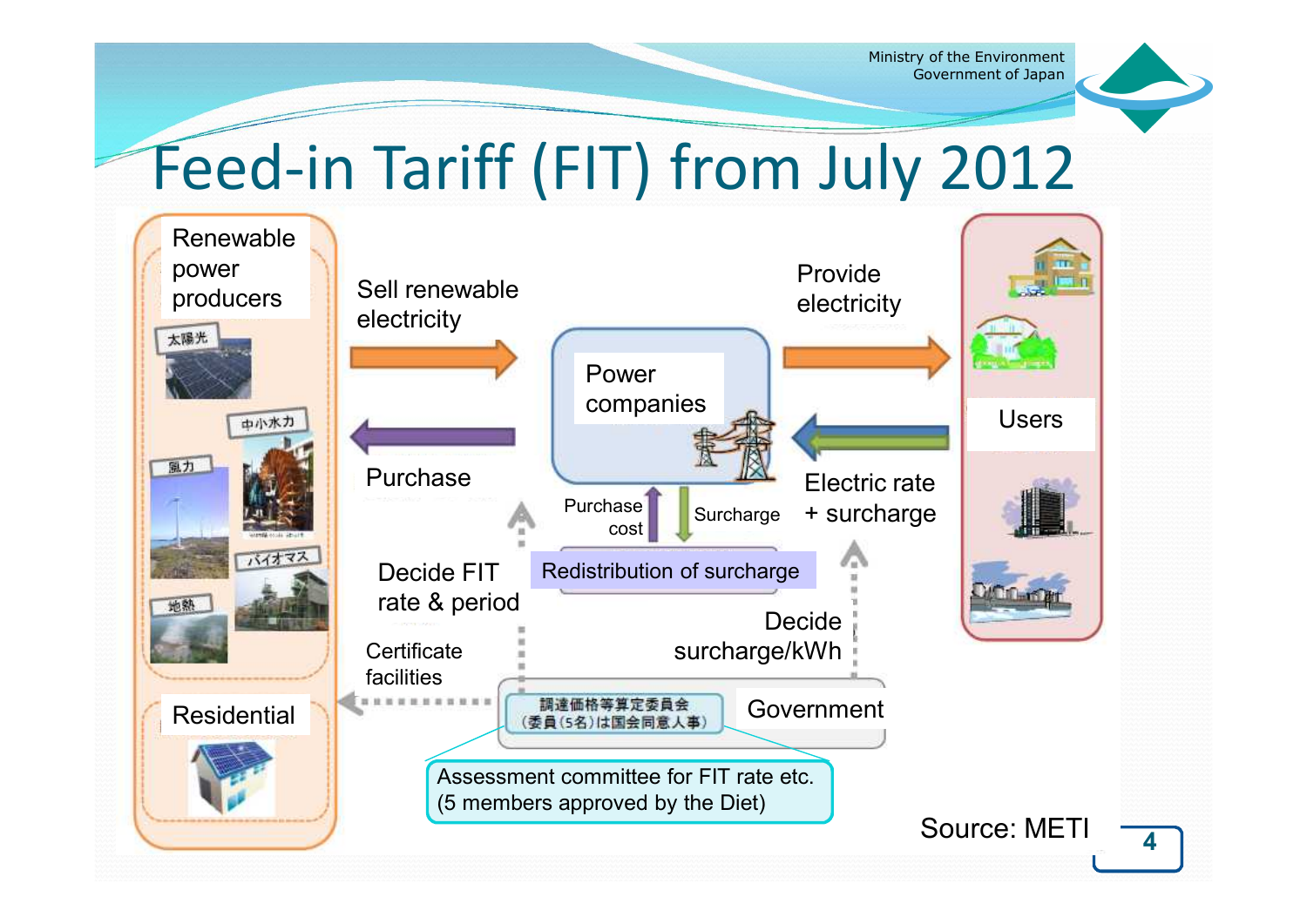# Feed-in Tariff (FIT) from July 2012

Renewable power producers

太陽光

中小水力

風力

バイオマス

地熱

Residential

Sell renewable electricity

Purchase

Power companies

Provide electricity

Electric rate + surcharge

Users

Purchase cost

Surcharge

Redistribution of surcharge

Decide FIT rate & period

Certificate facilities

Decide surcharge/kWh

調達価格等算定委員会
（委員（5名）は国会同意人事）

Government

Assessment committee for FIT rate etc.
(5 members approved by the Diet)

Source: METI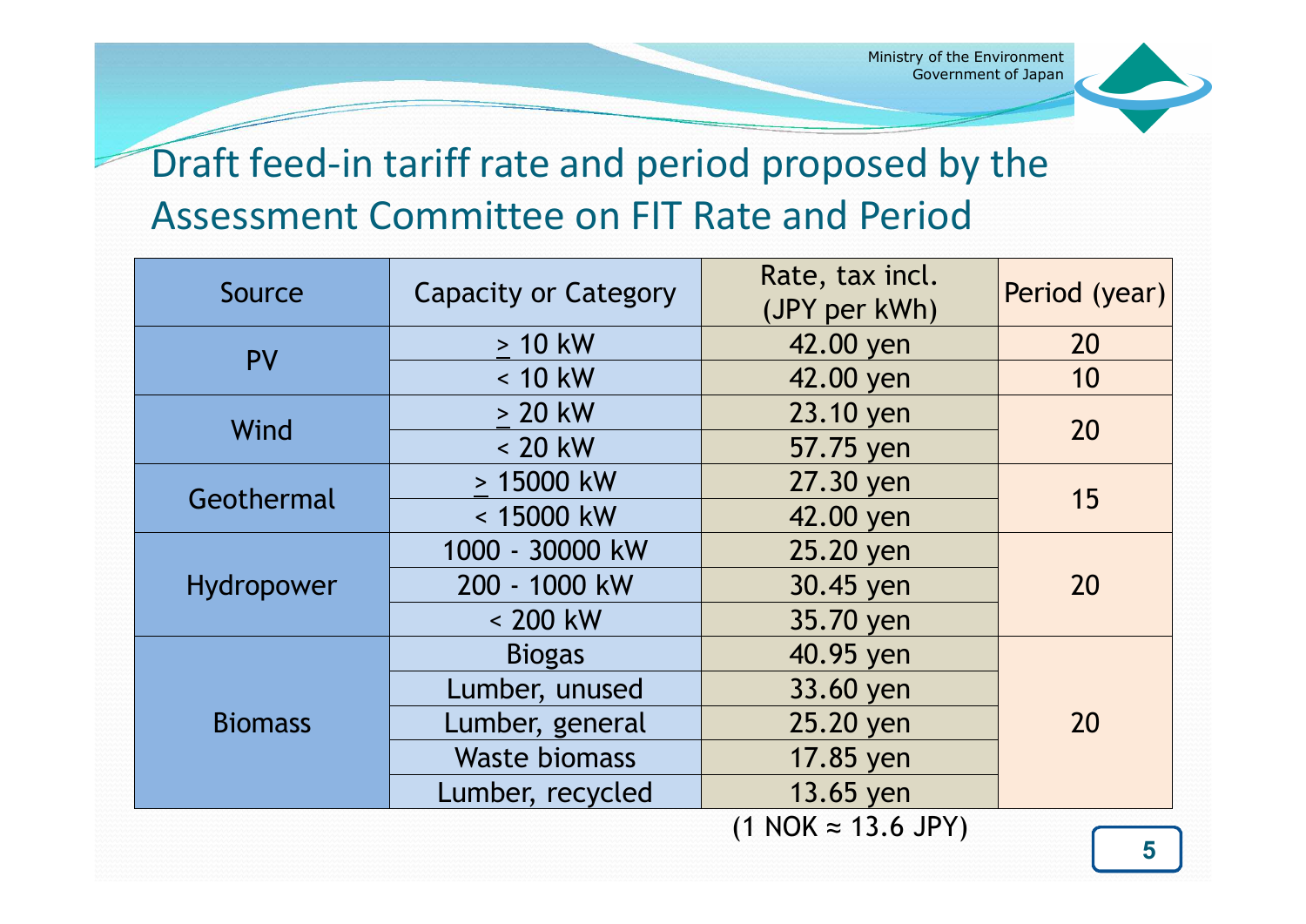## Draft feed-in tariff rate and period proposed by the Assessment Committee on FIT Rate and Period

| Source | Capacity or Category | Rate, tax incl. (JPY per kWh) | Period (year) |
|---|---|---|---|
| PV | ≥ 10 kW | 42.00 yen | 20 |
| | < 10 kW | 42.00 yen | 10 |
| Wind | ≥ 20 kW | 23.10 yen | 20 |
| | < 20 kW | 57.75 yen | |
| Geothermal | ≥ 15000 kW | 27.30 yen | 15 |
| | < 15000 kW | 42.00 yen | |
| Hydropower | 1000 - 30000 kW | 25.20 yen | 20 |
| | 200 - 1000 kW | 30.45 yen | |
| | < 200 kW | 35.70 yen | |
| Biomass | Biogas | 40.95 yen | 20 |
| | Lumber, unused | 33.60 yen | |
| | Lumber, general | 25.20 yen | |
| | Waste biomass | 17.85 yen | |
| | Lumber, recycled | 13.65 yen | |

(1 NOK ≈ 13.6 JPY)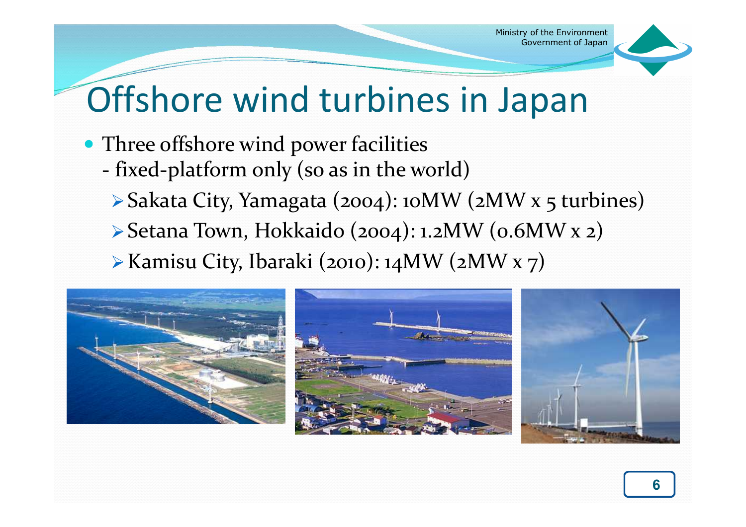# Offshore wind turbines in Japan

- Three offshore wind power facilities
  - fixed-platform only (so as in the world)
    - Sakata City, Yamagata (2004): 10MW (2MW x 5 turbines)
    - Setana Town, Hokkaido (2004): 1.2MW (0.6MW x 2)
    - Kamisu City, Ibaraki (2010): 14MW (2MW x 7)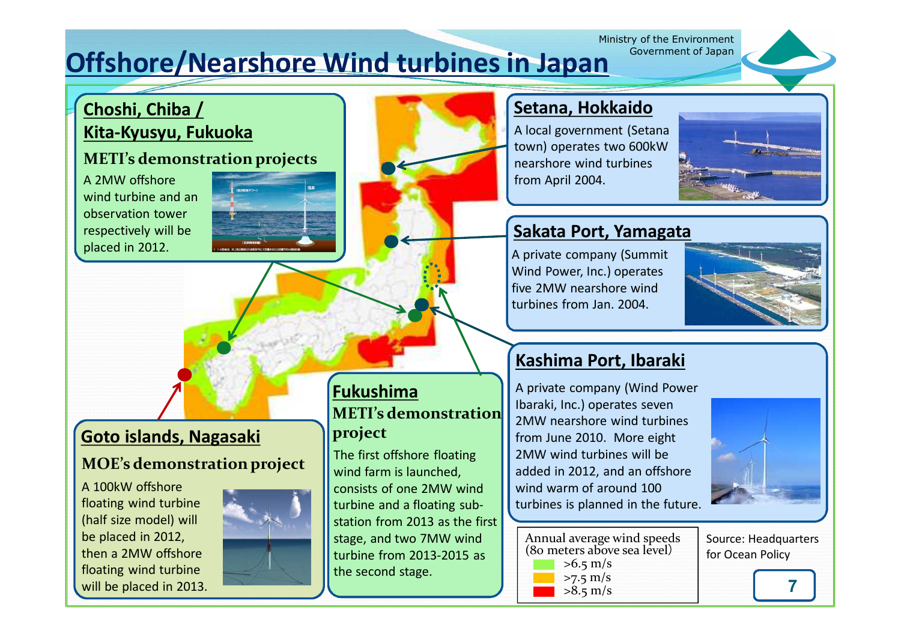# Offshore/Nearshore Wind turbines in Japan

Ministry of the Environment
Government of Japan

## Choshi, Chiba / Kita-Kyusyu, Fukuoka

### METI's demonstration projects

A 2MW offshore wind turbine and an observation tower respectively will be placed in 2012.

## Setana, Hokkaido

A local government (Setana town) operates two 600kW nearshore wind turbines from April 2004.

## Sakata Port, Yamagata

A private company (Summit Wind Power, Inc.) operates five 2MW nearshore wind turbines from Jan. 2004.

## Kashima Port, Ibaraki

A private company (Wind Power Ibaraki, Inc.) operates seven 2MW nearshore wind turbines from June 2010. More eight 2MW wind turbines will be added in 2012, and an offshore wind warm of around 100 turbines is planned in the future.

## Goto islands, Nagasaki

### MOE's demonstration project

A 100kW offshore floating wind turbine (half size model) will be placed in 2012, then a 2MW offshore floating wind turbine will be placed in 2013.

## Fukushima

### METI's demonstration project

The first offshore floating wind farm is launched, consists of one 2MW wind turbine and a floating sub-station from 2013 as the first stage, and two 7MW wind turbine from 2013-2015 as the second stage.

Annual average wind speeds (80 meters above sea level)
- >6.5 m/s
- >7.5 m/s
- >8.5 m/s

Source: Headquarters for Ocean Policy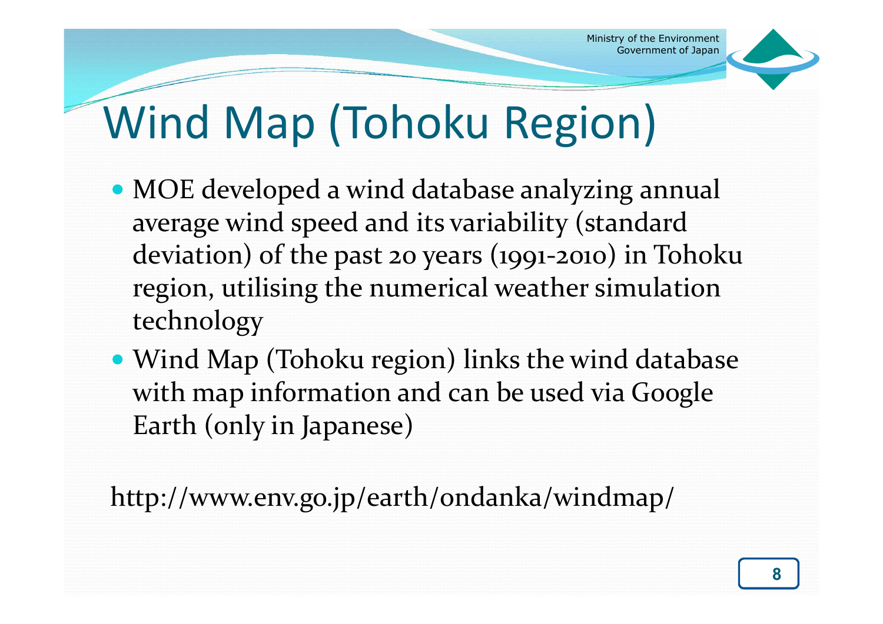# Wind Map (Tohoku Region)

- MOE developed a wind database analyzing annual average wind speed and its variability (standard deviation) of the past 20 years (1991-2010) in Tohoku region, utilising the numerical weather simulation technology
- Wind Map (Tohoku region) links the wind database with map information and can be used via Google Earth (only in Japanese)

http://www.env.go.jp/earth/ondanka/windmap/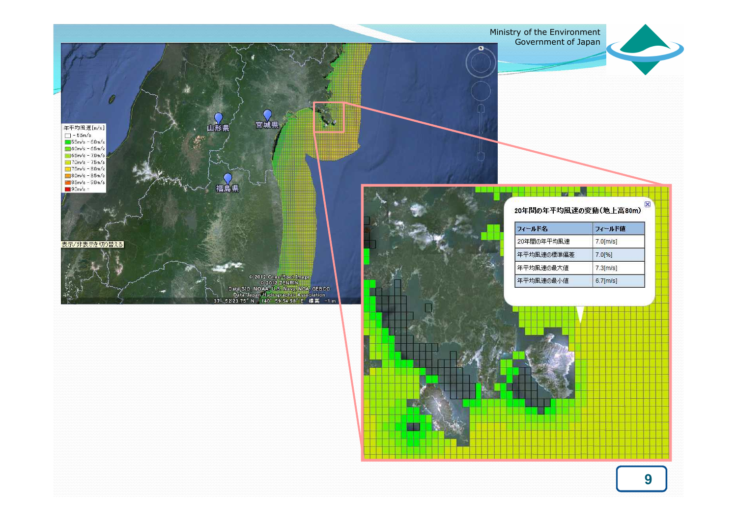年平均風速[m/s]

- ～5.5m/s
- 5.5m/s～6.0m/s
- 6.0m/s～6.5m/s
- 6.5m/s～7.0m/s
- 7.0m/s～7.5m/s
- 7.5m/s～8.0m/s
- 8.0m/s～8.5m/s
- 8.5m/s～9.0m/s
- 9.0m/s～

山形県　宮城県　福島県

表示/非表示を切り替える

© 2012 Cnes/Spot Image
© 2012 ZENRIN
Data SIO, NOAA, U.S. Navy, NGA, GEBCO
Data Japan Hydrographic Association
37° 52'23.75" N　140° 59'54.58" E　標高 -1 m

**20年間の年平均風速の変動（地上高80m）**

| フィールド名 | フィールド値 |
|---|---|
| 20年間の年平均風速 | 7.0[m/s] |
| 年平均風速の標準偏差 | 7.0[%] |
| 年平均風速の最大値 | 7.3[m/s] |
| 年平均風速の最小値 | 6.7[m/s] |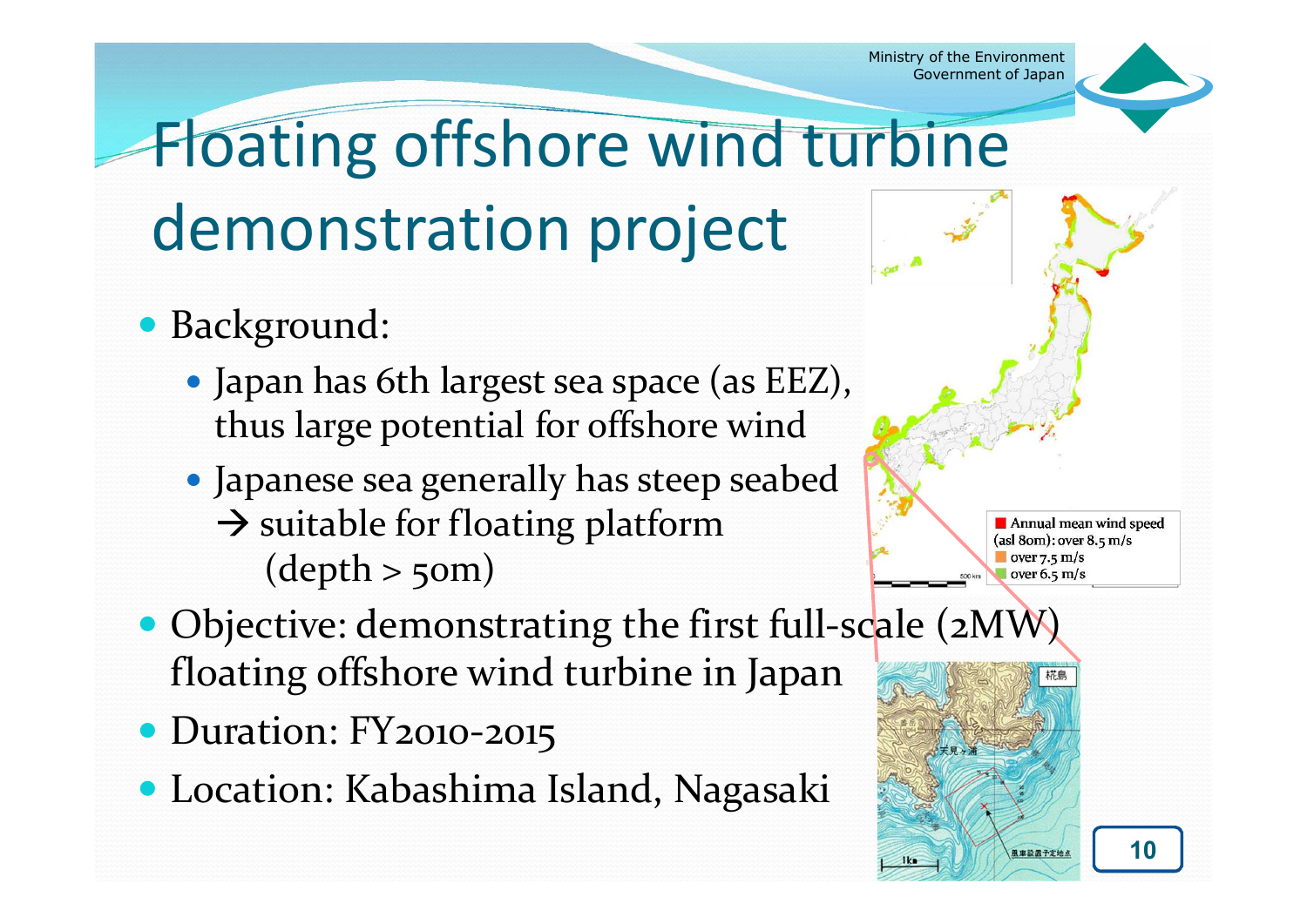# Floating offshore wind turbine demonstration project

- Background:
  - Japan has 6th largest sea space (as EEZ), thus large potential for offshore wind
  - Japanese sea generally has steep seabed → suitable for floating platform (depth > 50m)
- Objective: demonstrating the first full-scale (2MW) floating offshore wind turbine in Japan
- Duration: FY2010-2015
- Location: Kabashima Island, Nagasaki

Annual mean wind speed (asl 80m): over 8.5 m/s
over 7.5 m/s
over 6.5 m/s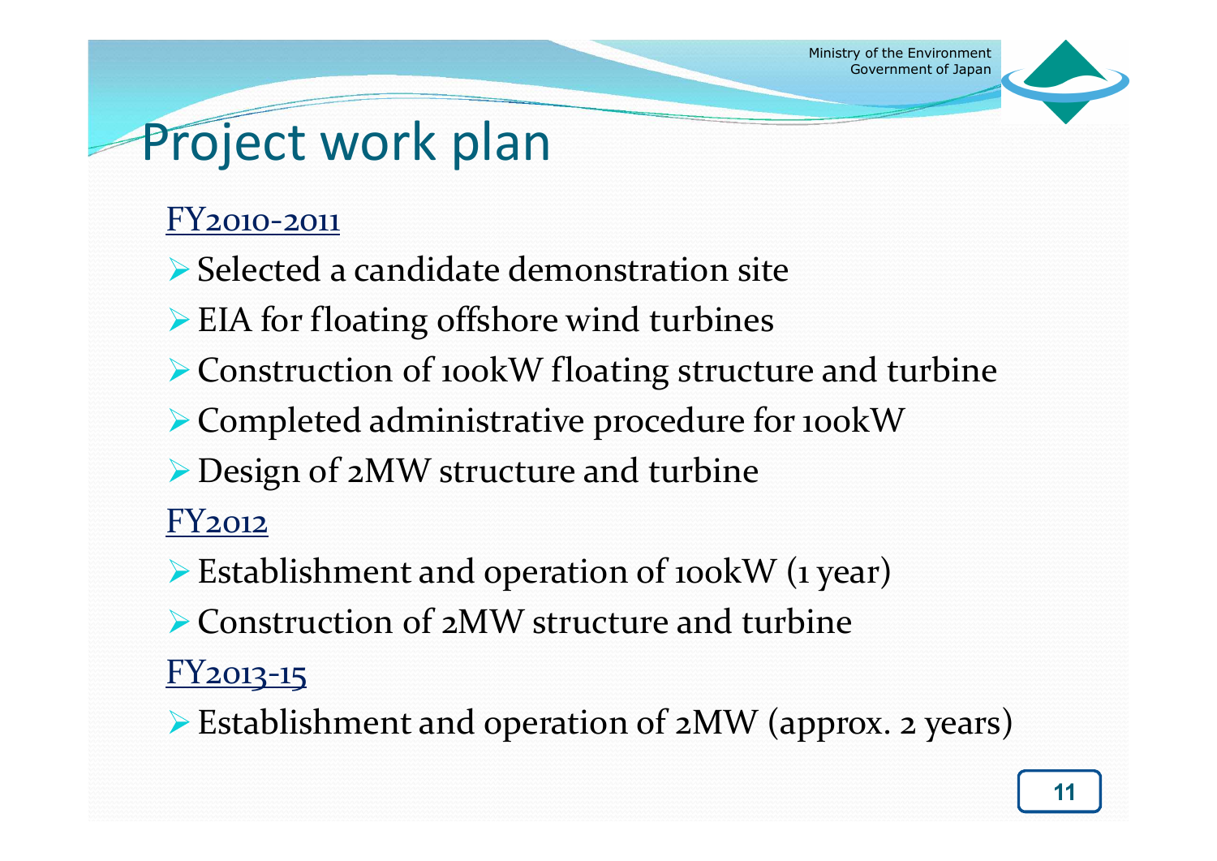# Project work plan

FY2010-2011

- Selected a candidate demonstration site
- EIA for floating offshore wind turbines
- Construction of 100kW floating structure and turbine
- Completed administrative procedure for 100kW
- Design of 2MW structure and turbine

FY2012

- Establishment and operation of 100kW (1 year)
- Construction of 2MW structure and turbine

FY2013-15

- Establishment and operation of 2MW (approx. 2 years)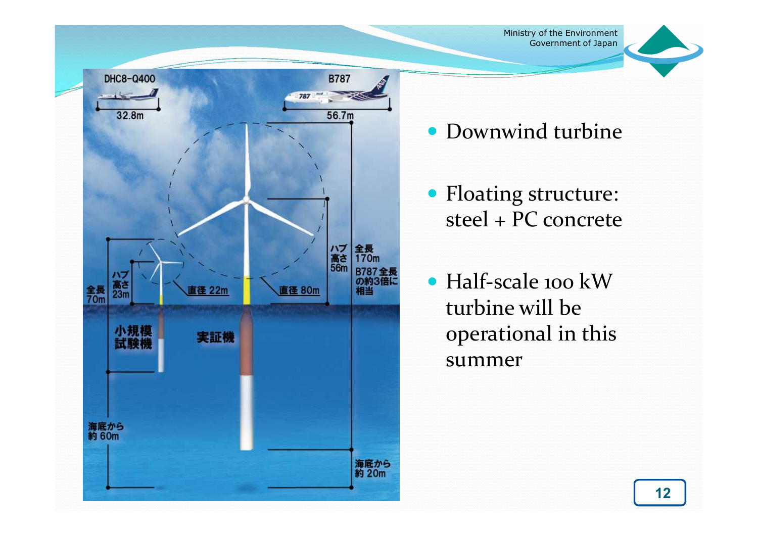DHC8-Q400

32.8m

B787

56.7m

ハブ高さ 56m

全長 170m

B787全長の約3倍に相当

全長 70m

ハブ高さ 23m

直径 22m

直径 80m

小規模試験機

実証機

海底から約 60m

海底から約 20m

- Downwind turbine
- Floating structure: steel + PC concrete
- Half-scale 100 kW turbine will be operational in this summer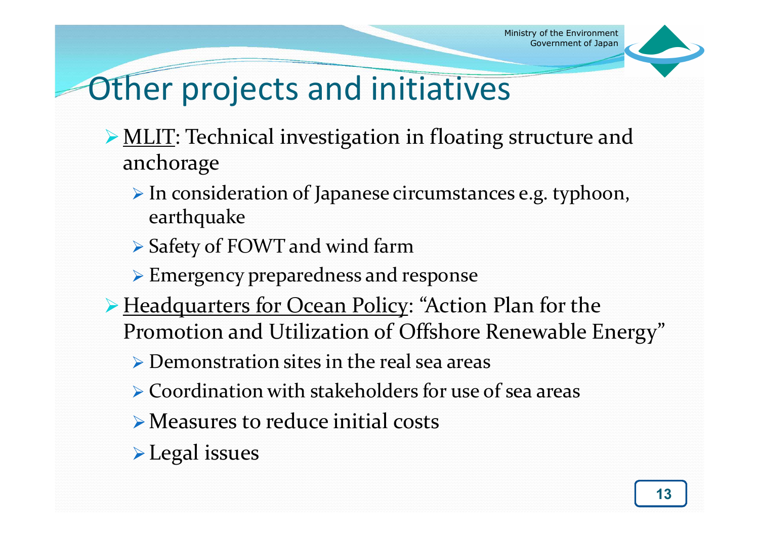# Other projects and initiatives

- MLIT: Technical investigation in floating structure and anchorage
  - In consideration of Japanese circumstances e.g. typhoon, earthquake
  - Safety of FOWT and wind farm
  - Emergency preparedness and response
- Headquarters for Ocean Policy: "Action Plan for the Promotion and Utilization of Offshore Renewable Energy"
  - Demonstration sites in the real sea areas
  - Coordination with stakeholders for use of sea areas
  - Measures to reduce initial costs
  - Legal issues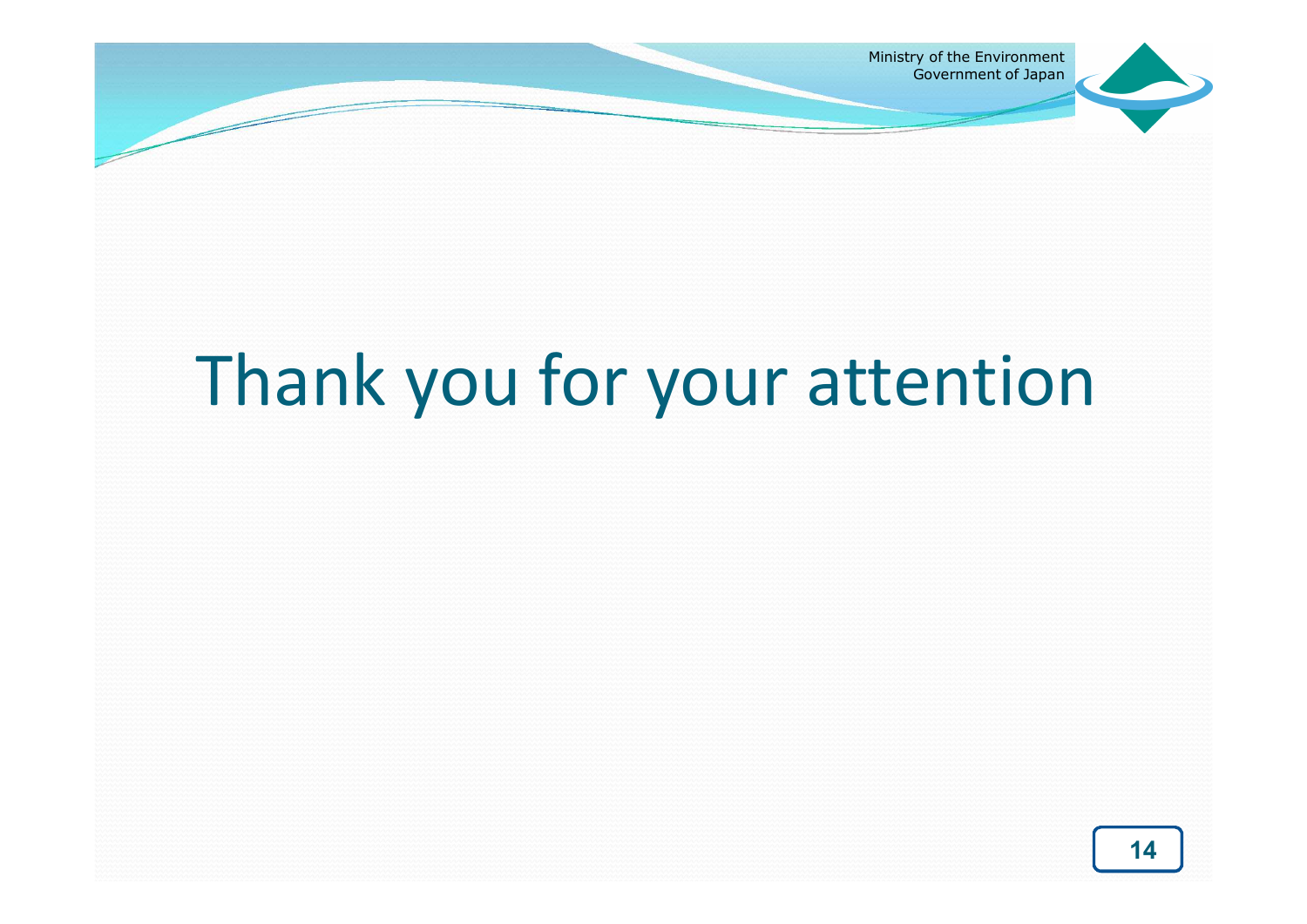# Thank you for your attention